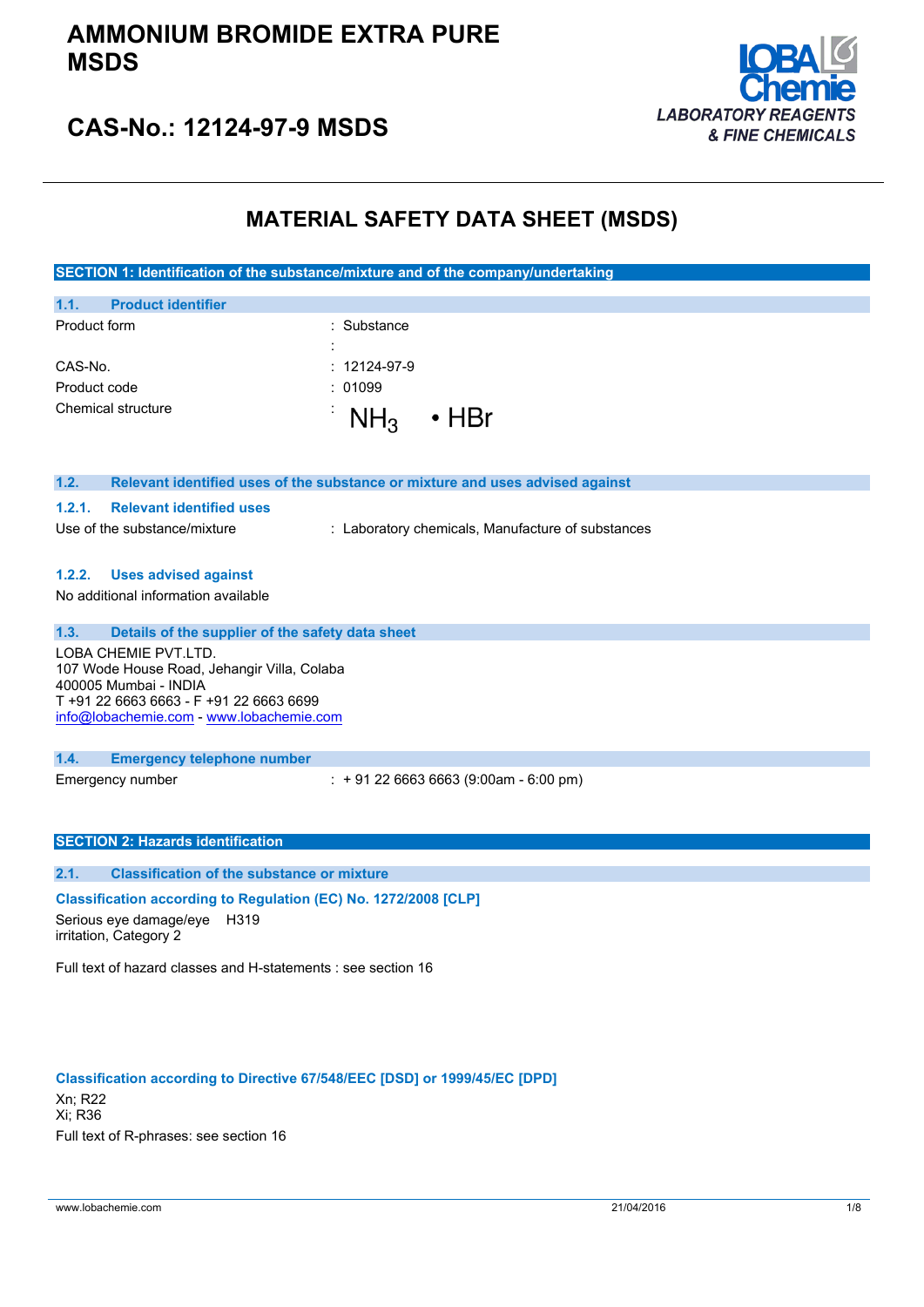# AMMONIUM BROMIDE EXTRA PURE MSDS

## CAS-No.: 12124-97-9 MSDS

LOBA Chemie
*LABORATORY REAGENTS & FINE CHEMICALS*

# MATERIAL SAFETY DATA SHEET (MSDS)

## SECTION 1: Identification of the substance/mixture and of the company/undertaking

### 1.1. Product identifier

| | | |
|---|---|---|
| Product form | : | Substance |
| | : | |
| CAS-No. | : | 12124-97-9 |
| Product code | : | 01099 |
| Chemical structure | : | $NH_3$ • HBr |

### 1.2. Relevant identified uses of the substance or mixture and uses advised against

#### 1.2.1. Relevant identified uses

| | | |
|---|---|---|
| Use of the substance/mixture | : | Laboratory chemicals, Manufacture of substances |

#### 1.2.2. Uses advised against

No additional information available

### 1.3. Details of the supplier of the safety data sheet

LOBA CHEMIE PVT.LTD.
107 Wode House Road, Jehangir Villa, Colaba
400005 Mumbai - INDIA
T +91 22 6663 6663 - F +91 22 6663 6699
info@lobachemie.com - www.lobachemie.com

### 1.4. Emergency telephone number

| | | |
|---|---|---|
| Emergency number | : | + 91 22 6663 6663 (9:00am - 6:00 pm) |

## SECTION 2: Hazards identification

### 2.1. Classification of the substance or mixture

**Classification according to Regulation (EC) No. 1272/2008 [CLP]**

Serious eye damage/eye irritation, Category 2 H319

Full text of hazard classes and H-statements : see section 16

**Classification according to Directive 67/548/EEC [DSD] or 1999/45/EC [DPD]**

Xn; R22
Xi; R36
Full text of R-phrases: see section 16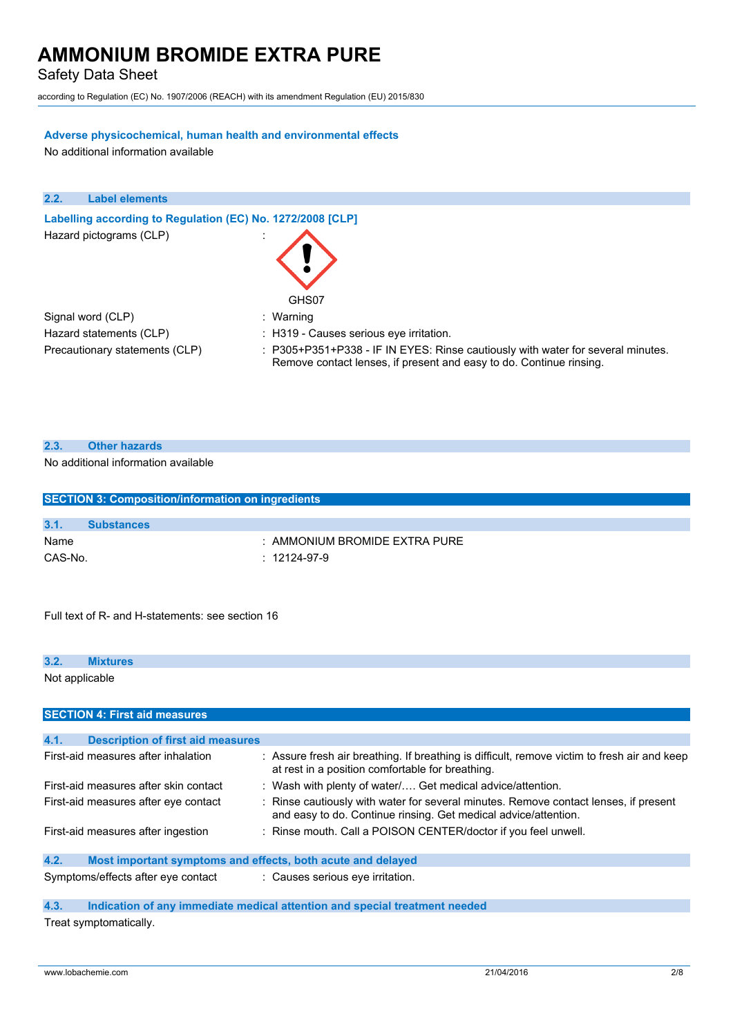### Adverse physicochemical, human health and environmental effects

No additional information available

### 2.2. Label elements

**Labelling according to Regulation (EC) No. 1272/2008 [CLP]**

| | |
|---|---|
| Hazard pictograms (CLP) | : GHS07 |
| Signal word (CLP) | : Warning |
| Hazard statements (CLP) | : H319 - Causes serious eye irritation. |
| Precautionary statements (CLP) | : P305+P351+P338 - IF IN EYES: Rinse cautiously with water for several minutes. Remove contact lenses, if present and easy to do. Continue rinsing. |

### 2.3. Other hazards

No additional information available

## SECTION 3: Composition/information on ingredients

### 3.1. Substances

| | |
|---|---|
| Name | : AMMONIUM BROMIDE EXTRA PURE |
| CAS-No. | : 12124-97-9 |

Full text of R- and H-statements: see section 16

### 3.2. Mixtures

Not applicable

## SECTION 4: First aid measures

### 4.1. Description of first aid measures

| | |
|---|---|
| First-aid measures after inhalation | : Assure fresh air breathing. If breathing is difficult, remove victim to fresh air and keep at rest in a position comfortable for breathing. |
| First-aid measures after skin contact | : Wash with plenty of water/…. Get medical advice/attention. |
| First-aid measures after eye contact | : Rinse cautiously with water for several minutes. Remove contact lenses, if present and easy to do. Continue rinsing. Get medical advice/attention. |
| First-aid measures after ingestion | : Rinse mouth. Call a POISON CENTER/doctor if you feel unwell. |

### 4.2. Most important symptoms and effects, both acute and delayed

| | |
|---|---|
| Symptoms/effects after eye contact | : Causes serious eye irritation. |

### 4.3. Indication of any immediate medical attention and special treatment needed

Treat symptomatically.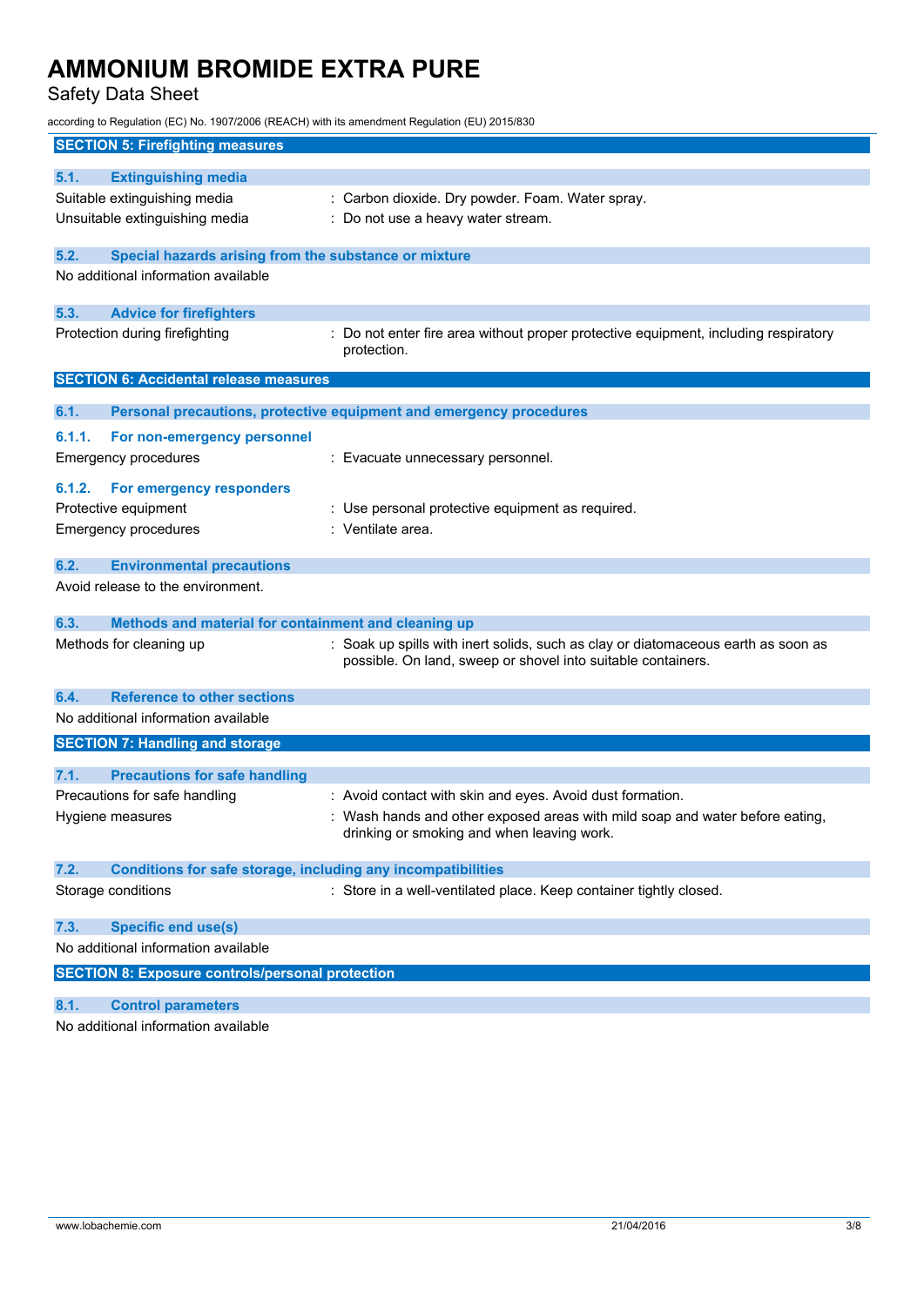## SECTION 5: Firefighting measures

### 5.1. Extinguishing media

Suitable extinguishing media : Carbon dioxide. Dry powder. Foam. Water spray.

Unsuitable extinguishing media : Do not use a heavy water stream.

### 5.2. Special hazards arising from the substance or mixture

No additional information available

### 5.3. Advice for firefighters

Protection during firefighting : Do not enter fire area without proper protective equipment, including respiratory protection.

## SECTION 6: Accidental release measures

### 6.1. Personal precautions, protective equipment and emergency procedures

#### 6.1.1. For non-emergency personnel

Emergency procedures : Evacuate unnecessary personnel.

#### 6.1.2. For emergency responders

Protective equipment : Use personal protective equipment as required.

Emergency procedures : Ventilate area.

### 6.2. Environmental precautions

Avoid release to the environment.

### 6.3. Methods and material for containment and cleaning up

Methods for cleaning up : Soak up spills with inert solids, such as clay or diatomaceous earth as soon as possible. On land, sweep or shovel into suitable containers.

### 6.4. Reference to other sections

No additional information available

## SECTION 7: Handling and storage

### 7.1. Precautions for safe handling

Precautions for safe handling : Avoid contact with skin and eyes. Avoid dust formation.

Hygiene measures : Wash hands and other exposed areas with mild soap and water before eating, drinking or smoking and when leaving work.

### 7.2. Conditions for safe storage, including any incompatibilities

Storage conditions : Store in a well-ventilated place. Keep container tightly closed.

### 7.3. Specific end use(s)

No additional information available

## SECTION 8: Exposure controls/personal protection

### 8.1. Control parameters

No additional information available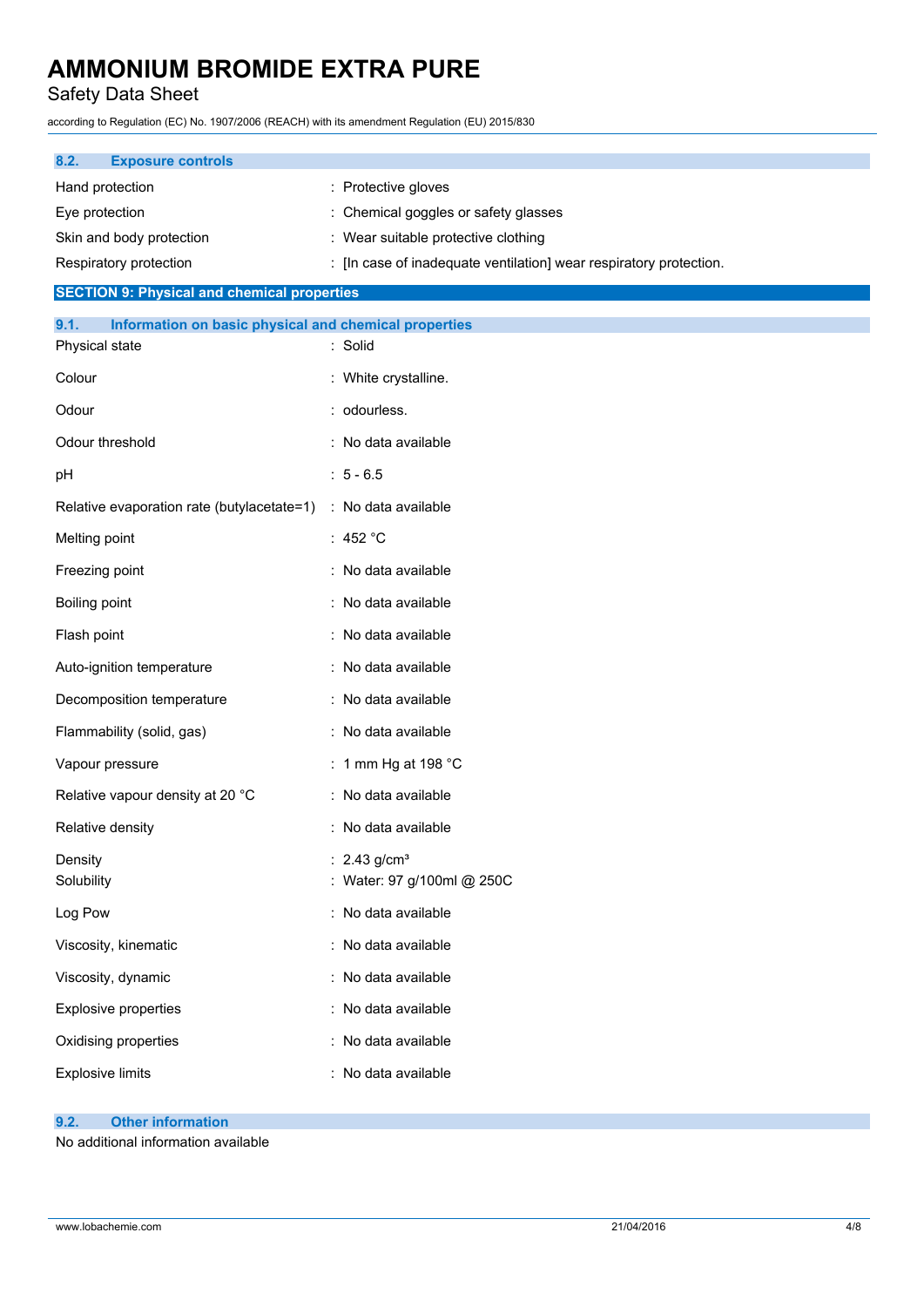### 8.2. Exposure controls

| | |
|---|---|
| Hand protection | : Protective gloves |
| Eye protection | : Chemical goggles or safety glasses |
| Skin and body protection | : Wear suitable protective clothing |
| Respiratory protection | : [In case of inadequate ventilation] wear respiratory protection. |

## SECTION 9: Physical and chemical properties

### 9.1. Information on basic physical and chemical properties

| | |
|---|---|
| Physical state | : Solid |
| Colour | : White crystalline. |
| Odour | : odourless. |
| Odour threshold | : No data available |
| pH | : 5 - 6.5 |
| Relative evaporation rate (butylacetate=1) | : No data available |
| Melting point | : 452 °C |
| Freezing point | : No data available |
| Boiling point | : No data available |
| Flash point | : No data available |
| Auto-ignition temperature | : No data available |
| Decomposition temperature | : No data available |
| Flammability (solid, gas) | : No data available |
| Vapour pressure | : 1 mm Hg at 198 °C |
| Relative vapour density at 20 °C | : No data available |
| Relative density | : No data available |
| Density | : 2.43 g/cm³ |
| Solubility | : Water: 97 g/100ml @ 250C |
| Log Pow | : No data available |
| Viscosity, kinematic | : No data available |
| Viscosity, dynamic | : No data available |
| Explosive properties | : No data available |
| Oxidising properties | : No data available |
| Explosive limits | : No data available |

### 9.2. Other information

No additional information available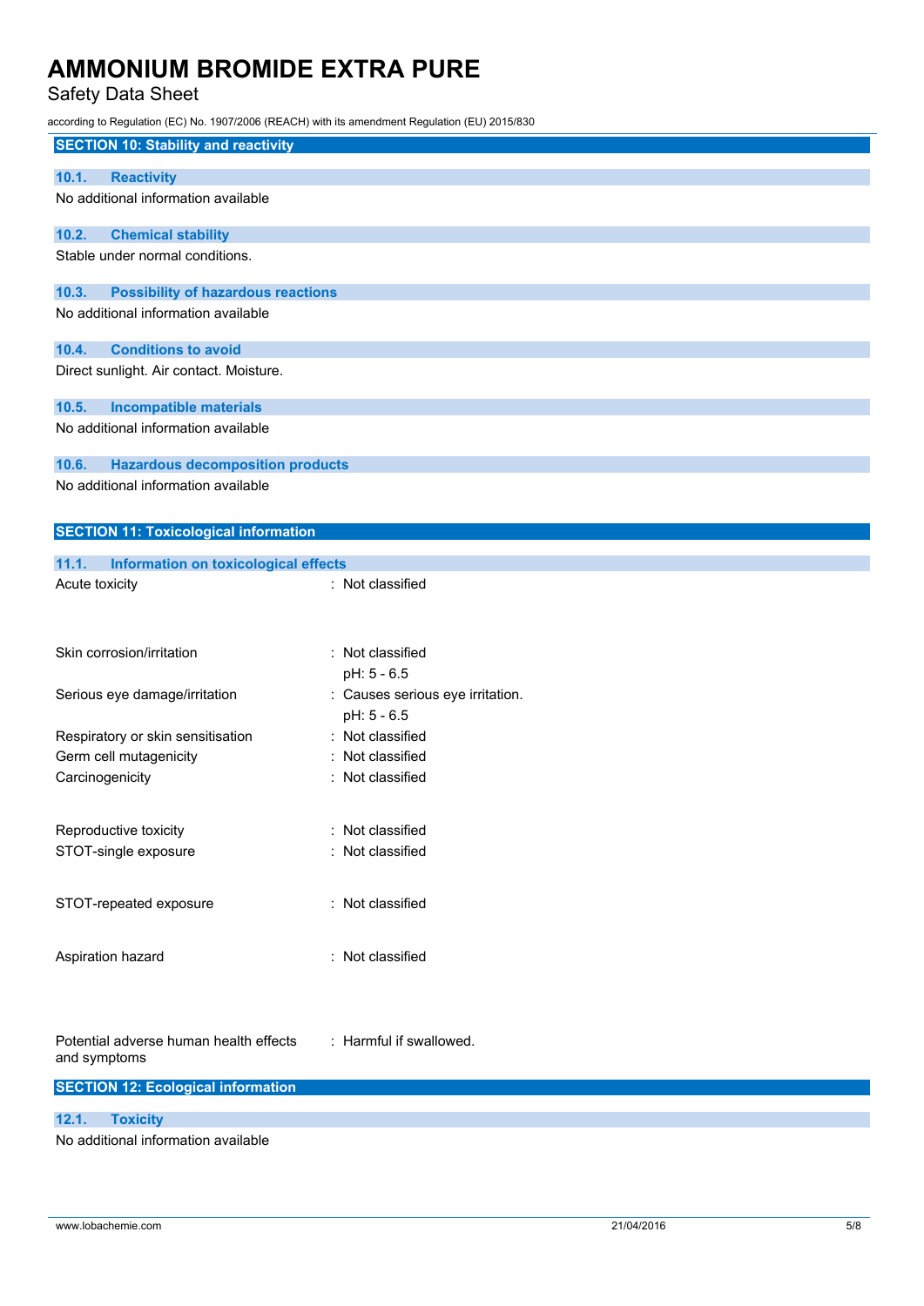## SECTION 10: Stability and reactivity

### 10.1. Reactivity

No additional information available

### 10.2. Chemical stability

Stable under normal conditions.

### 10.3. Possibility of hazardous reactions

No additional information available

### 10.4. Conditions to avoid

Direct sunlight. Air contact. Moisture.

### 10.5. Incompatible materials

No additional information available

### 10.6. Hazardous decomposition products

No additional information available

## SECTION 11: Toxicological information

### 11.1. Information on toxicological effects

| | |
|---|---|
| Acute toxicity | : Not classified |
| Skin corrosion/irritation | : Not classified<br>pH: 5 - 6.5 |
| Serious eye damage/irritation | : Causes serious eye irritation.<br>pH: 5 - 6.5 |
| Respiratory or skin sensitisation | : Not classified |
| Germ cell mutagenicity | : Not classified |
| Carcinogenicity | : Not classified |
| Reproductive toxicity | : Not classified |
| STOT-single exposure | : Not classified |
| STOT-repeated exposure | : Not classified |
| Aspiration hazard | : Not classified |
| Potential adverse human health effects and symptoms | : Harmful if swallowed. |

## SECTION 12: Ecological information

### 12.1. Toxicity

No additional information available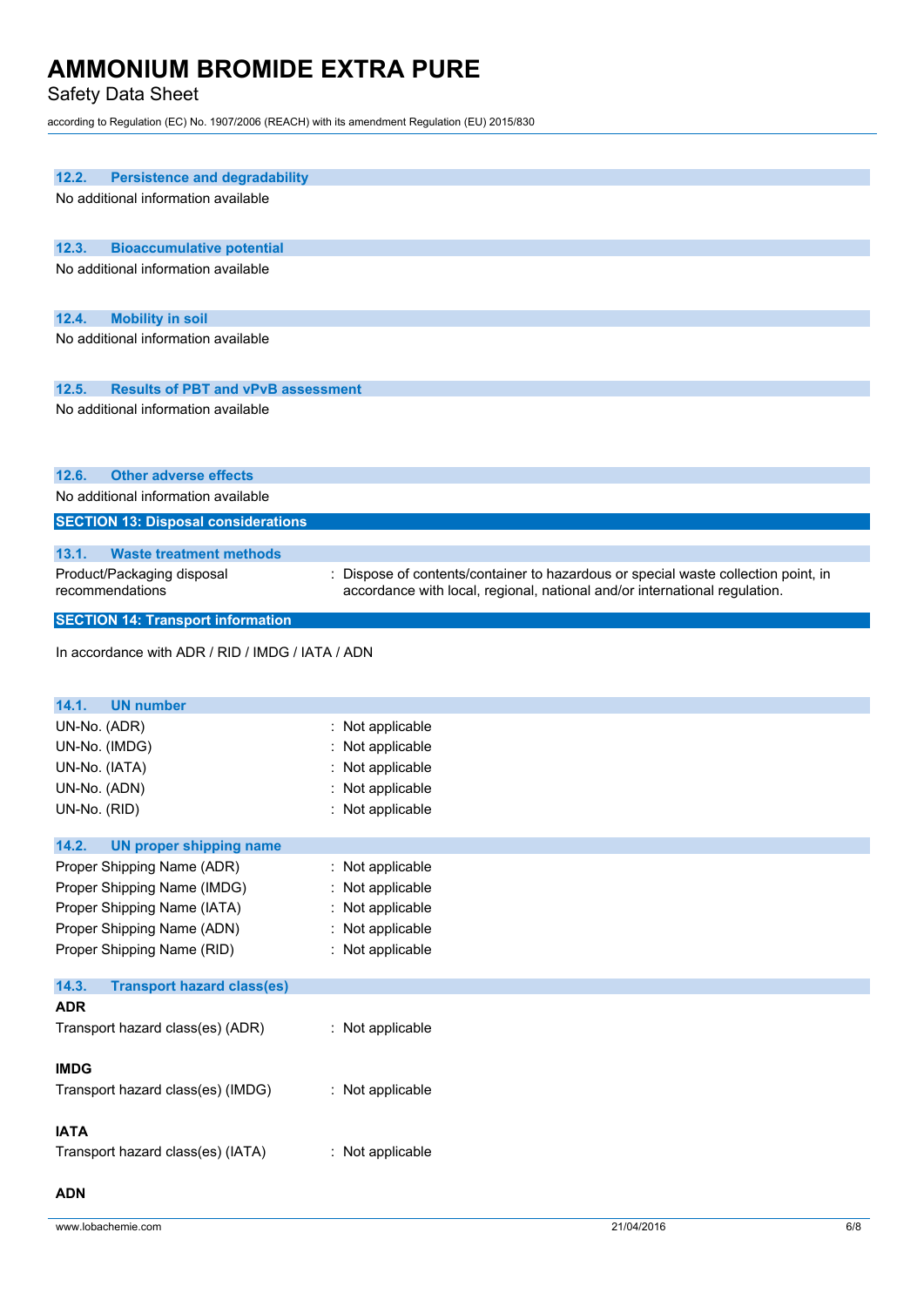### 12.2. Persistence and degradability

No additional information available

### 12.3. Bioaccumulative potential

No additional information available

### 12.4. Mobility in soil

No additional information available

### 12.5. Results of PBT and vPvB assessment

No additional information available

### 12.6. Other adverse effects

No additional information available

## SECTION 13: Disposal considerations

### 13.1. Waste treatment methods

| | |
|---|---|
| Product/Packaging disposal recommendations | : Dispose of contents/container to hazardous or special waste collection point, in accordance with local, regional, national and/or international regulation. |

## SECTION 14: Transport information

In accordance with ADR / RID / IMDG / IATA / ADN

### 14.1. UN number

| | |
|---|---|
| UN-No. (ADR) | : Not applicable |
| UN-No. (IMDG) | : Not applicable |
| UN-No. (IATA) | : Not applicable |
| UN-No. (ADN) | : Not applicable |
| UN-No. (RID) | : Not applicable |

### 14.2. UN proper shipping name

| | |
|---|---|
| Proper Shipping Name (ADR) | : Not applicable |
| Proper Shipping Name (IMDG) | : Not applicable |
| Proper Shipping Name (IATA) | : Not applicable |
| Proper Shipping Name (ADN) | : Not applicable |
| Proper Shipping Name (RID) | : Not applicable |

### 14.3. Transport hazard class(es)

**ADR**

Transport hazard class(es) (ADR) : Not applicable

**IMDG**

Transport hazard class(es) (IMDG) : Not applicable

**IATA**

Transport hazard class(es) (IATA) : Not applicable

**ADN**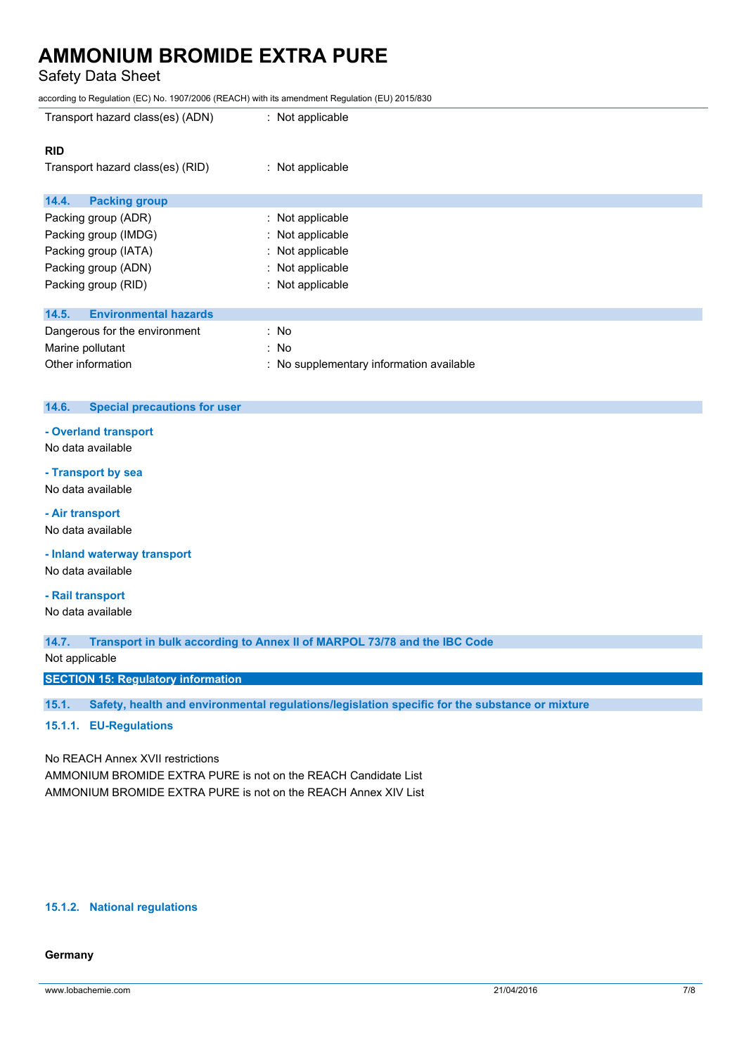| | |
|---|---|
| Transport hazard class(es) (ADN) | : Not applicable |

**RID**

| | |
|---|---|
| Transport hazard class(es) (RID) | : Not applicable |

### 14.4. Packing group

| | |
|---|---|
| Packing group (ADR) | : Not applicable |
| Packing group (IMDG) | : Not applicable |
| Packing group (IATA) | : Not applicable |
| Packing group (ADN) | : Not applicable |
| Packing group (RID) | : Not applicable |

### 14.5. Environmental hazards

| | |
|---|---|
| Dangerous for the environment | : No |
| Marine pollutant | : No |
| Other information | : No supplementary information available |

### 14.6. Special precautions for user

**- Overland transport**

No data available

**- Transport by sea**

No data available

**- Air transport**

No data available

**- Inland waterway transport**

No data available

**- Rail transport**

No data available

### 14.7. Transport in bulk according to Annex II of MARPOL 73/78 and the IBC Code

Not applicable

## SECTION 15: Regulatory information

### 15.1. Safety, health and environmental regulations/legislation specific for the substance or mixture

#### 15.1.1. EU-Regulations

No REACH Annex XVII restrictions

AMMONIUM BROMIDE EXTRA PURE is not on the REACH Candidate List

AMMONIUM BROMIDE EXTRA PURE is not on the REACH Annex XIV List

#### 15.1.2. National regulations

**Germany**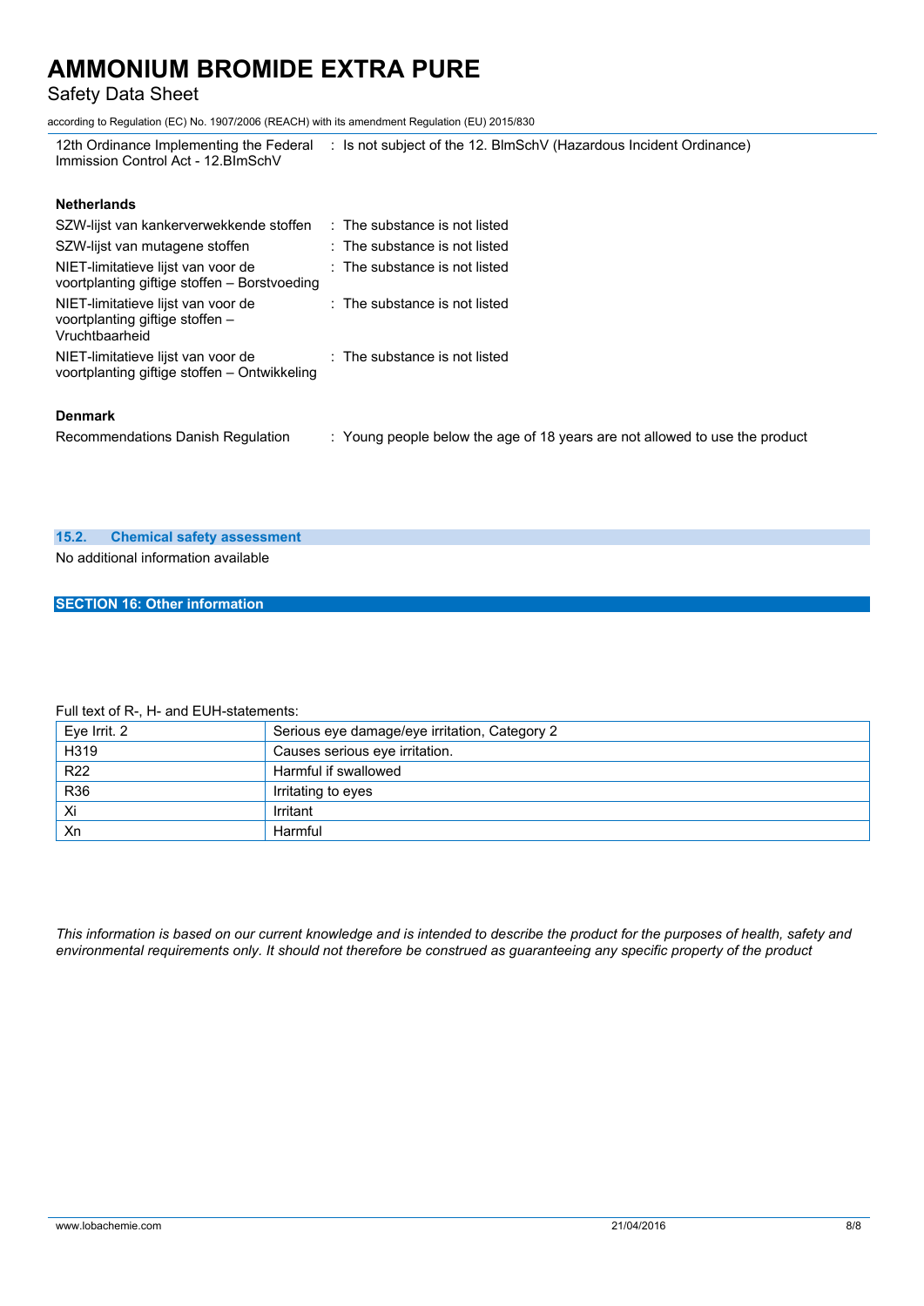| | |
|---|---|
| 12th Ordinance Implementing the Federal Immission Control Act - 12.BImSchV | : Is not subject of the 12. BlmSchV (Hazardous Incident Ordinance) |

**Netherlands**

| | |
|---|---|
| SZW-lijst van kankerverwekkende stoffen | : The substance is not listed |
| SZW-lijst van mutagene stoffen | : The substance is not listed |
| NIET-limitatieve lijst van voor de voortplanting giftige stoffen – Borstvoeding | : The substance is not listed |
| NIET-limitatieve lijst van voor de voortplanting giftige stoffen – Vruchtbaarheid | : The substance is not listed |
| NIET-limitatieve lijst van voor de voortplanting giftige stoffen – Ontwikkeling | : The substance is not listed |

**Denmark**

| | |
|---|---|
| Recommendations Danish Regulation | : Young people below the age of 18 years are not allowed to use the product |

### 15.2. Chemical safety assessment

No additional information available

## SECTION 16: Other information

Full text of R-, H- and EUH-statements:

| | |
|---|---|
| Eye Irrit. 2 | Serious eye damage/eye irritation, Category 2 |
| H319 | Causes serious eye irritation. |
| R22 | Harmful if swallowed |
| R36 | Irritating to eyes |
| Xi | Irritant |
| Xn | Harmful |

*This information is based on our current knowledge and is intended to describe the product for the purposes of health, safety and environmental requirements only. It should not therefore be construed as guaranteeing any specific property of the product*